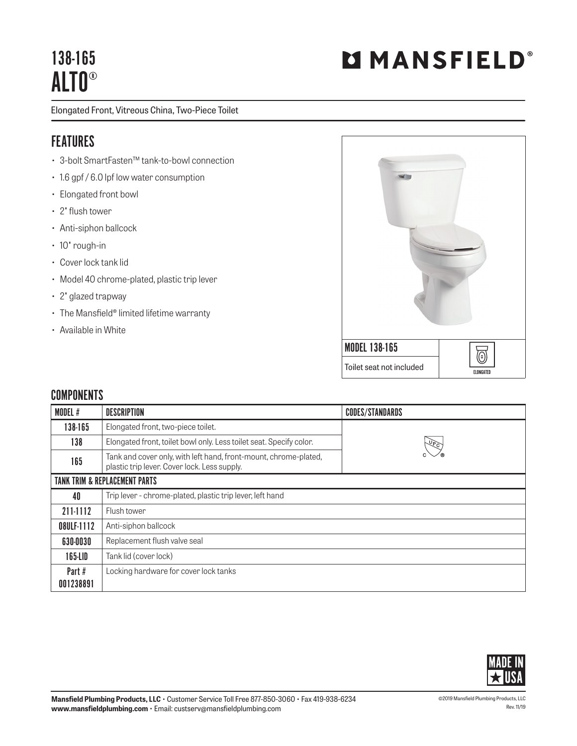# 138-165
# ALTO®

**MANSFIELD®**

Elongated Front, Vitreous China, Two-Piece Toilet

## FEATURES

- 3-bolt SmartFasten™ tank-to-bowl connection
- 1.6 gpf / 6.0 lpf low water consumption
- Elongated front bowl
- 2" flush tower
- Anti-siphon ballcock
- 10" rough-in
- Cover lock tank lid
- Model 40 chrome-plated, plastic trip lever
- 2" glazed trapway
- The Mansfield® limited lifetime warranty
- Available in White

**MODEL 138-165**

Toilet seat not included

ELONGATED

## COMPONENTS

| MODEL # | DESCRIPTION | CODES/STANDARDS |
|---|---|---|
| 138-165 | Elongated front, two-piece toilet. | cUPC® |
| 138 | Elongated front, toilet bowl only. Less toilet seat. Specify color. | |
| 165 | Tank and cover only, with left hand, front-mount, chrome-plated, plastic trip lever. Cover lock. Less supply. | |
| **TANK TRIM & REPLACEMENT PARTS** | | |
| 40 | Trip lever - chrome-plated, plastic trip lever, left hand | |
| 211-1112 | Flush tower | |
| 08ULF-1112 | Anti-siphon ballcock | |
| 630-0030 | Replacement flush valve seal | |
| 165-LID | Tank lid (cover lock) | |
| Part # 001238891 | Locking hardware for cover lock tanks | |

MADE IN ★ USA

**Mansfield Plumbing Products, LLC** • Customer Service Toll Free 877-850-3060 • Fax 419-938-6234
**www.mansfieldplumbing.com** • Email: custserv@mansfieldplumbing.com

©2019 Mansfield Plumbing Products, LLC
Rev. 11/19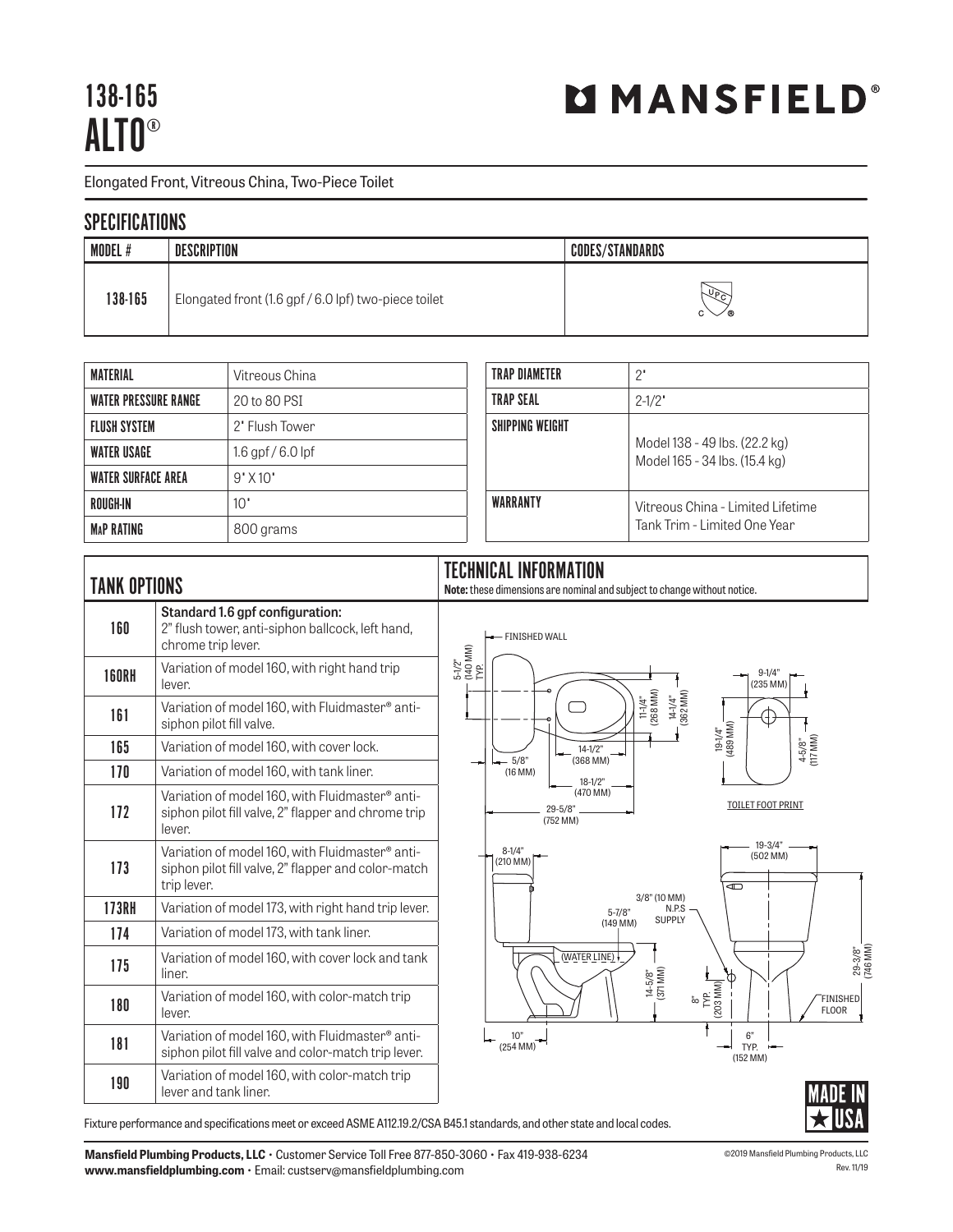# 138-165
# ALTO®

MANSFIELD®

Elongated Front, Vitreous China, Two-Piece Toilet

## SPECIFICATIONS

| MODEL # | DESCRIPTION | CODES/STANDARDS |
|---|---|---|
| 138-165 | Elongated front (1.6 gpf / 6.0 lpf) two-piece toilet | cUPC® |

| | |
|---|---|
| MATERIAL | Vitreous China |
| WATER PRESSURE RANGE | 20 to 80 PSI |
| FLUSH SYSTEM | 2" Flush Tower |
| WATER USAGE | 1.6 gpf / 6.0 lpf |
| WATER SURFACE AREA | 9" X 10" |
| ROUGH-IN | 10" |
| MaP RATING | 800 grams |

| | |
|---|---|
| TRAP DIAMETER | 2" |
| TRAP SEAL | 2-1/2" |
| SHIPPING WEIGHT | Model 138 - 49 lbs. (22.2 kg)<br>Model 165 - 34 lbs. (15.4 kg) |
| WARRANTY | Vitreous China - Limited Lifetime<br>Tank Trim - Limited One Year |

## TANK OPTIONS

| | |
|---|---|
| 160 | **Standard 1.6 gpf configuration:** 2" flush tower, anti-siphon ballcock, left hand, chrome trip lever. |
| 160RH | Variation of model 160, with right hand trip lever. |
| 161 | Variation of model 160, with Fluidmaster® anti-siphon pilot fill valve. |
| 165 | Variation of model 160, with cover lock. |
| 170 | Variation of model 160, with tank liner. |
| 172 | Variation of model 160, with Fluidmaster® anti-siphon pilot fill valve, 2" flapper and chrome trip lever. |
| 173 | Variation of model 160, with Fluidmaster® anti-siphon pilot fill valve, 2" flapper and color-match trip lever. |
| 173RH | Variation of model 173, with right hand trip lever. |
| 174 | Variation of model 173, with tank liner. |
| 175 | Variation of model 160, with cover lock and tank liner. |
| 180 | Variation of model 160, with color-match trip lever. |
| 181 | Variation of model 160, with Fluidmaster® anti-siphon pilot fill valve and color-match trip lever. |
| 190 | Variation of model 160, with color-match trip lever and tank liner. |

## TECHNICAL INFORMATION

**Note:** these dimensions are nominal and subject to change without notice.

FINISHED WALL
5-1/2" (140 MM) TYP.
11-1/4" (268 MM)
14-1/4" (362 MM)
5/8" (16 MM)
14-1/2" (368 MM)
18-1/2" (470 MM)
29-5/8" (752 MM)
9-1/4" (235 MM)
19-1/4" (489 MM)
4-5/8" (117 MM)
TOILET FOOT PRINT
8-1/4" (210 MM)
5-7/8" (149 MM)
3/8" (10 MM) N.P.S SUPPLY
(WATER LINE)
14-5/8" (371 MM)
8" TYP. (203 MM)
10" (254 MM)
19-3/4" (502 MM)
29-3/8" (746 MM)
FINISHED FLOOR
6" TYP. (152 MM)

MADE IN USA

Fixture performance and specifications meet or exceed ASME A112.19.2/CSA B45.1 standards, and other state and local codes.

**Mansfield Plumbing Products, LLC** • Customer Service Toll Free 877-850-3060 • Fax 419-938-6234
**www.mansfieldplumbing.com** • Email: custserv@mansfieldplumbing.com

©2019 Mansfield Plumbing Products, LLC
Rev. 11/19